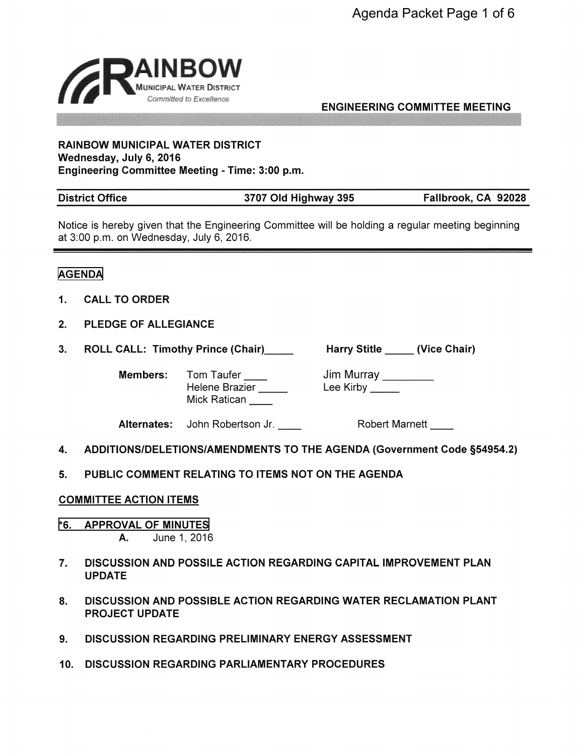RAINBOW
MUNICIPAL WATER DISTRICT
*Committed to Excellence*

## ENGINEERING COMMITTEE MEETING

**RAINBOW MUNICIPAL WATER DISTRICT**
**Wednesday, July 6, 2016**
**Engineering Committee Meeting - Time: 3:00 p.m.**

**District Office** | **3707 Old Highway 395** | **Fallbrook, CA 92028**

Notice is hereby given that the Engineering Committee will be holding a regular meeting beginning at 3:00 p.m. on Wednesday, July 6, 2016.

## AGENDA

1. **CALL TO ORDER**

2. **PLEDGE OF ALLEGIANCE**

3. **ROLL CALL: Timothy Prince (Chair)_____ Harry Stitle _____ (Vice Chair)**

   **Members:** Tom Taufer ____ Jim Murray ________
   Helene Brazier _____ Lee Kirby _____
   Mick Ratican ____

   **Alternates:** John Robertson Jr. ____ Robert Marnett ____

4. **ADDITIONS/DELETIONS/AMENDMENTS TO THE AGENDA (Government Code §54954.2)**

5. **PUBLIC COMMENT RELATING TO ITEMS NOT ON THE AGENDA**

**COMMITTEE ACTION ITEMS**

*6. **APPROVAL OF MINUTES**
   A. June 1, 2016

7. **DISCUSSION AND POSSILE ACTION REGARDING CAPITAL IMPROVEMENT PLAN UPDATE**

8. **DISCUSSION AND POSSIBLE ACTION REGARDING WATER RECLAMATION PLANT PROJECT UPDATE**

9. **DISCUSSION REGARDING PRELIMINARY ENERGY ASSESSMENT**

10. **DISCUSSION REGARDING PARLIAMENTARY PROCEDURES**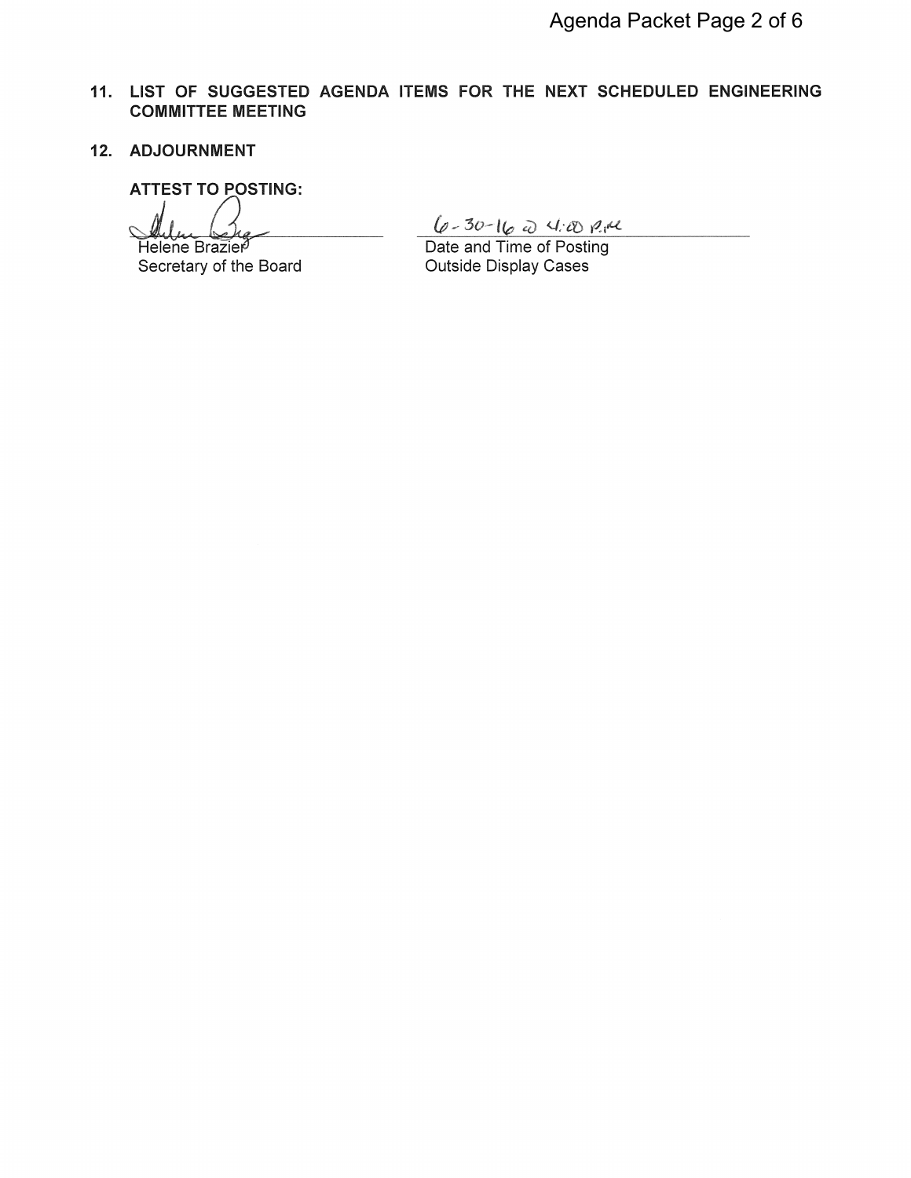11. **LIST OF SUGGESTED AGENDA ITEMS FOR THE NEXT SCHEDULED ENGINEERING COMMITTEE MEETING**

12. **ADJOURNMENT**

**ATTEST TO POSTING:**

Helene Brazier
Secretary of the Board

6-30-16 @ 4:00 P.M.
Date and Time of Posting
Outside Display Cases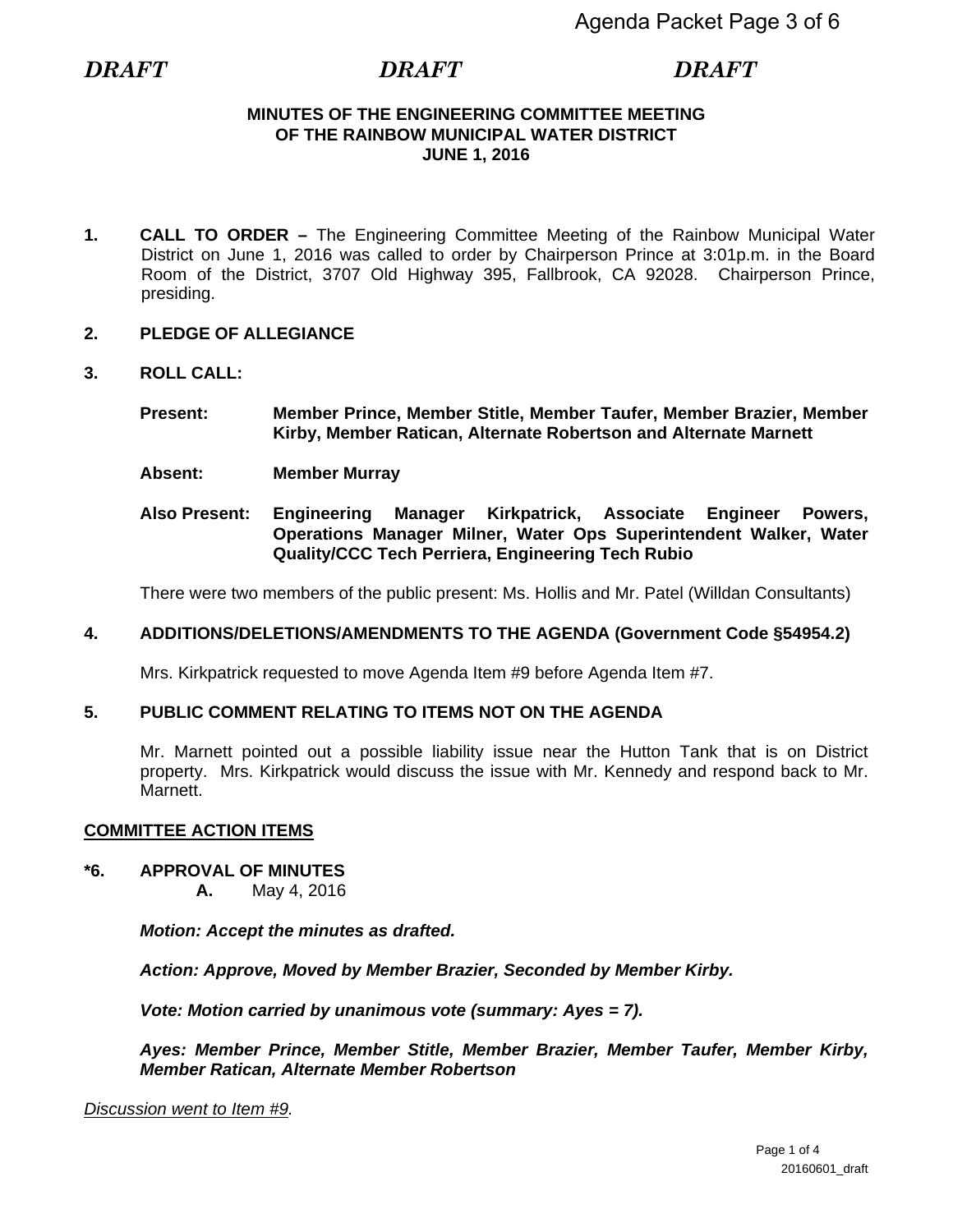*DRAFT* *DRAFT* *DRAFT*

**MINUTES OF THE ENGINEERING COMMITTEE MEETING**
**OF THE RAINBOW MUNICIPAL WATER DISTRICT**
**JUNE 1, 2016**

**1. CALL TO ORDER –** The Engineering Committee Meeting of the Rainbow Municipal Water District on June 1, 2016 was called to order by Chairperson Prince at 3:01p.m. in the Board Room of the District, 3707 Old Highway 395, Fallbrook, CA 92028. Chairperson Prince, presiding.

**2. PLEDGE OF ALLEGIANCE**

**3. ROLL CALL:**

**Present:** **Member Prince, Member Stitle, Member Taufer, Member Brazier, Member Kirby, Member Ratican, Alternate Robertson and Alternate Marnett**

**Absent:** **Member Murray**

**Also Present:** **Engineering Manager Kirkpatrick, Associate Engineer Powers, Operations Manager Milner, Water Ops Superintendent Walker, Water Quality/CCC Tech Perriera, Engineering Tech Rubio**

There were two members of the public present: Ms. Hollis and Mr. Patel (Willdan Consultants)

**4. ADDITIONS/DELETIONS/AMENDMENTS TO THE AGENDA (Government Code §54954.2)**

Mrs. Kirkpatrick requested to move Agenda Item #9 before Agenda Item #7.

**5. PUBLIC COMMENT RELATING TO ITEMS NOT ON THE AGENDA**

Mr. Marnett pointed out a possible liability issue near the Hutton Tank that is on District property. Mrs. Kirkpatrick would discuss the issue with Mr. Kennedy and respond back to Mr. Marnett.

**<u>COMMITTEE ACTION ITEMS</u>**

**\*6. APPROVAL OF MINUTES**

**A.** May 4, 2016

***Motion: Accept the minutes as drafted.***

***Action: Approve, Moved by Member Brazier, Seconded by Member Kirby.***

***Vote: Motion carried by unanimous vote (summary: Ayes = 7).***

***Ayes: Member Prince, Member Stitle, Member Brazier, Member Taufer, Member Kirby, Member Ratican, Alternate Member Robertson***

*<u>Discussion went to Item #9</u>.*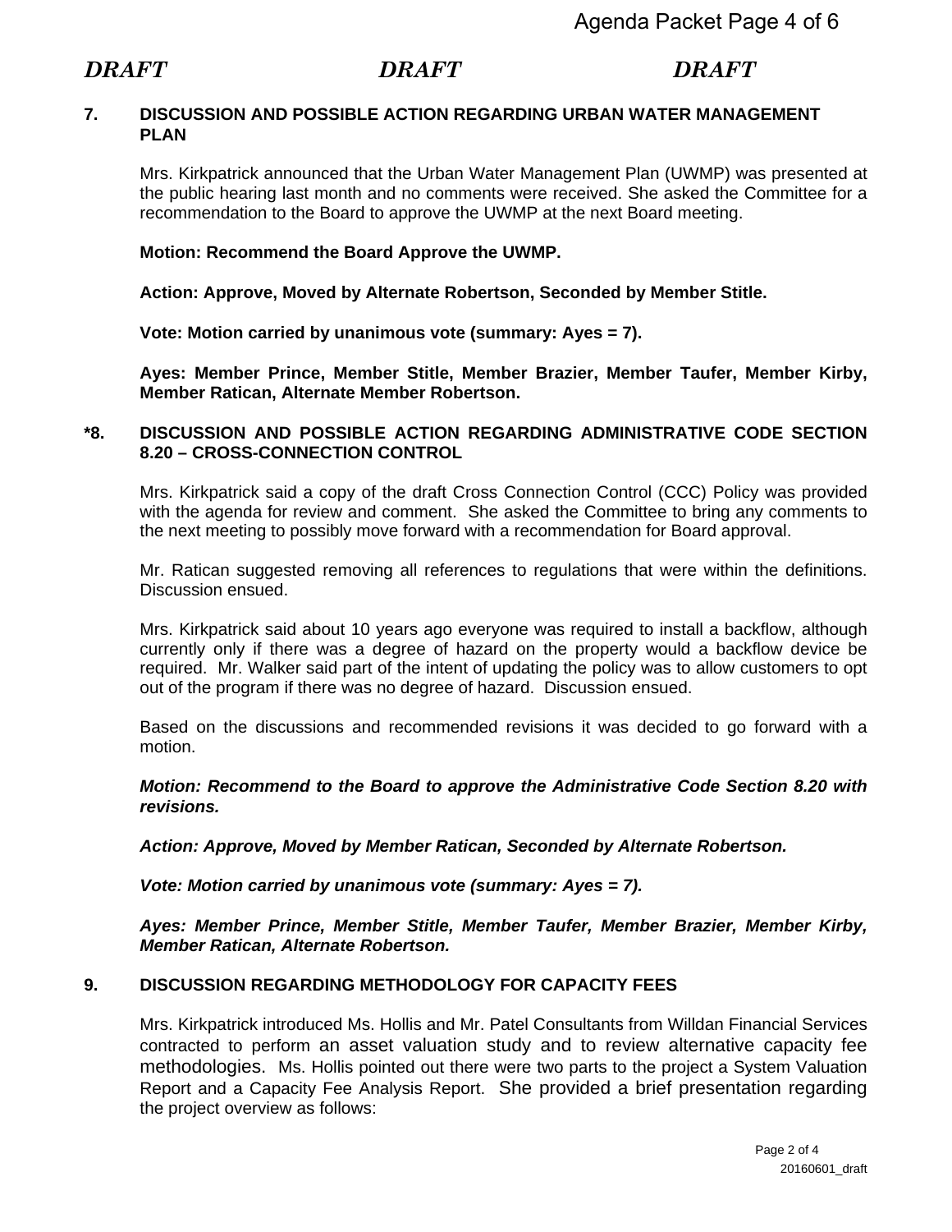*DRAFT* *DRAFT* *DRAFT*

**7. DISCUSSION AND POSSIBLE ACTION REGARDING URBAN WATER MANAGEMENT PLAN**

Mrs. Kirkpatrick announced that the Urban Water Management Plan (UWMP) was presented at the public hearing last month and no comments were received. She asked the Committee for a recommendation to the Board to approve the UWMP at the next Board meeting.

**Motion: Recommend the Board Approve the UWMP.**

**Action: Approve, Moved by Alternate Robertson, Seconded by Member Stitle.**

**Vote: Motion carried by unanimous vote (summary: Ayes = 7).**

**Ayes: Member Prince, Member Stitle, Member Brazier, Member Taufer, Member Kirby, Member Ratican, Alternate Member Robertson.**

**\*8. DISCUSSION AND POSSIBLE ACTION REGARDING ADMINISTRATIVE CODE SECTION 8.20 – CROSS-CONNECTION CONTROL**

Mrs. Kirkpatrick said a copy of the draft Cross Connection Control (CCC) Policy was provided with the agenda for review and comment. She asked the Committee to bring any comments to the next meeting to possibly move forward with a recommendation for Board approval.

Mr. Ratican suggested removing all references to regulations that were within the definitions. Discussion ensued.

Mrs. Kirkpatrick said about 10 years ago everyone was required to install a backflow, although currently only if there was a degree of hazard on the property would a backflow device be required. Mr. Walker said part of the intent of updating the policy was to allow customers to opt out of the program if there was no degree of hazard. Discussion ensued.

Based on the discussions and recommended revisions it was decided to go forward with a motion.

***Motion: Recommend to the Board to approve the Administrative Code Section 8.20 with revisions.***

***Action: Approve, Moved by Member Ratican, Seconded by Alternate Robertson.***

***Vote: Motion carried by unanimous vote (summary: Ayes = 7).***

***Ayes: Member Prince, Member Stitle, Member Taufer, Member Brazier, Member Kirby, Member Ratican, Alternate Robertson.***

**9. DISCUSSION REGARDING METHODOLOGY FOR CAPACITY FEES**

Mrs. Kirkpatrick introduced Ms. Hollis and Mr. Patel Consultants from Willdan Financial Services contracted to perform an asset valuation study and to review alternative capacity fee methodologies. Ms. Hollis pointed out there were two parts to the project a System Valuation Report and a Capacity Fee Analysis Report. She provided a brief presentation regarding the project overview as follows: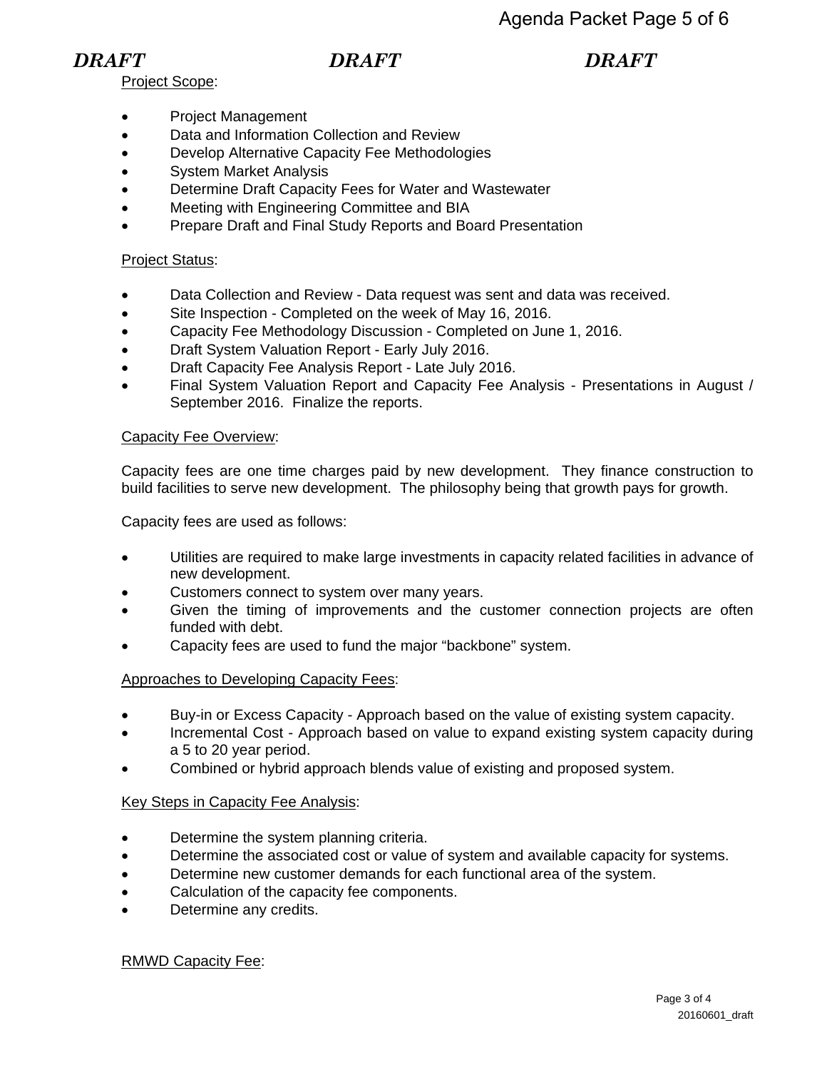DRAFT DRAFT DRAFT

Project Scope:

- Project Management
- Data and Information Collection and Review
- Develop Alternative Capacity Fee Methodologies
- System Market Analysis
- Determine Draft Capacity Fees for Water and Wastewater
- Meeting with Engineering Committee and BIA
- Prepare Draft and Final Study Reports and Board Presentation

Project Status:

- Data Collection and Review - Data request was sent and data was received.
- Site Inspection - Completed on the week of May 16, 2016.
- Capacity Fee Methodology Discussion - Completed on June 1, 2016.
- Draft System Valuation Report - Early July 2016.
- Draft Capacity Fee Analysis Report - Late July 2016.
- Final System Valuation Report and Capacity Fee Analysis - Presentations in August / September 2016. Finalize the reports.

Capacity Fee Overview:

Capacity fees are one time charges paid by new development. They finance construction to build facilities to serve new development. The philosophy being that growth pays for growth.

Capacity fees are used as follows:

- Utilities are required to make large investments in capacity related facilities in advance of new development.
- Customers connect to system over many years.
- Given the timing of improvements and the customer connection projects are often funded with debt.
- Capacity fees are used to fund the major "backbone" system.

Approaches to Developing Capacity Fees:

- Buy-in or Excess Capacity - Approach based on the value of existing system capacity.
- Incremental Cost - Approach based on value to expand existing system capacity during a 5 to 20 year period.
- Combined or hybrid approach blends value of existing and proposed system.

Key Steps in Capacity Fee Analysis:

- Determine the system planning criteria.
- Determine the associated cost or value of system and available capacity for systems.
- Determine new customer demands for each functional area of the system.
- Calculation of the capacity fee components.
- Determine any credits.

RMWD Capacity Fee: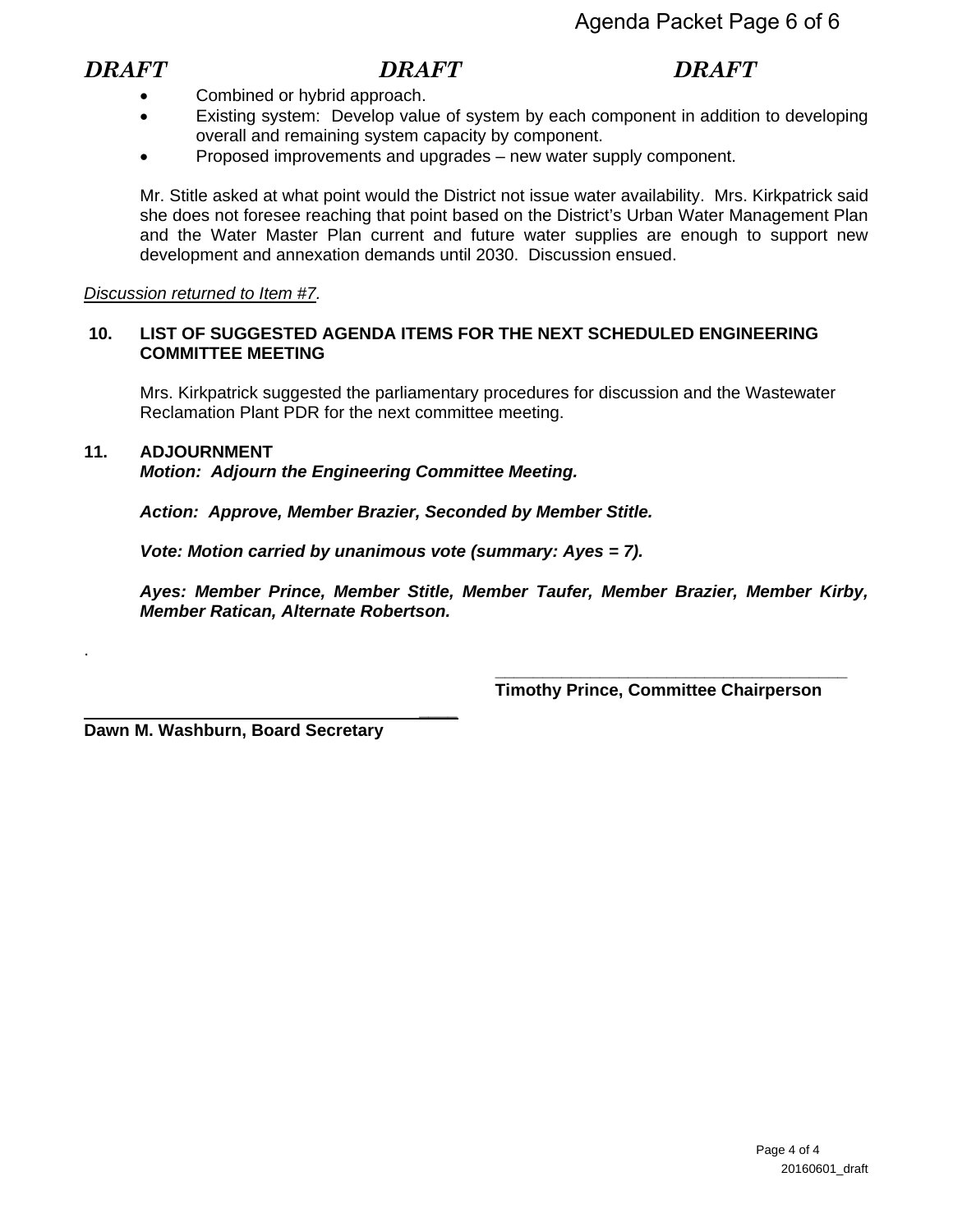*DRAFT* *DRAFT* *DRAFT*

- Combined or hybrid approach.
- Existing system: Develop value of system by each component in addition to developing overall and remaining system capacity by component.
- Proposed improvements and upgrades – new water supply component.

Mr. Stitle asked at what point would the District not issue water availability. Mrs. Kirkpatrick said she does not foresee reaching that point based on the District's Urban Water Management Plan and the Water Master Plan current and future water supplies are enough to support new development and annexation demands until 2030. Discussion ensued.

*Discussion returned to Item #7.*

**10. LIST OF SUGGESTED AGENDA ITEMS FOR THE NEXT SCHEDULED ENGINEERING COMMITTEE MEETING**

Mrs. Kirkpatrick suggested the parliamentary procedures for discussion and the Wastewater Reclamation Plant PDR for the next committee meeting.

**11. ADJOURNMENT**

***Motion: Adjourn the Engineering Committee Meeting.***

***Action: Approve, Member Brazier, Seconded by Member Stitle.***

***Vote: Motion carried by unanimous vote (summary: Ayes = 7).***

***Ayes: Member Prince, Member Stitle, Member Taufer, Member Brazier, Member Kirby, Member Ratican, Alternate Robertson.***

.

\_\_\_\_\_\_\_\_\_\_\_\_\_\_\_\_\_\_\_\_\_\_\_\_\_\_\_\_\_\_\_\_\_\_\_\_\_\_\_

**Timothy Prince, Committee Chairperson**

\_\_\_\_\_\_\_\_\_\_\_\_\_\_\_\_\_\_\_\_\_\_\_\_\_\_\_\_\_\_\_\_\_\_\_\_\_\_\_

**Dawn M. Washburn, Board Secretary**

20160601_draft